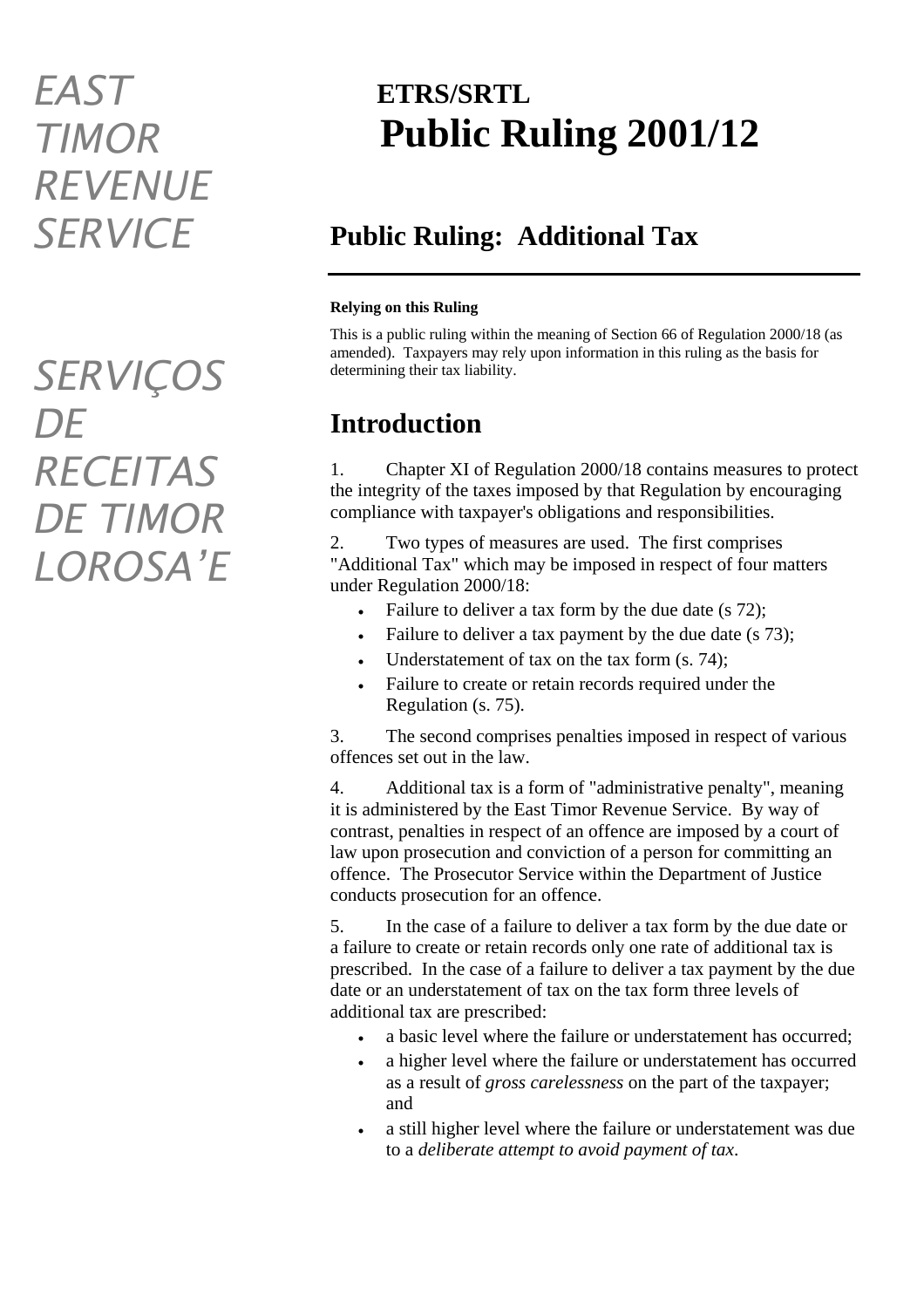EAST TIMOR REVENUE SERVICE

SERVIÇOS DE RECEITAS DE TIMOR LOROSA'E

# ETRS/SRTL
# Public Ruling 2001/12

## Public Ruling: Additional Tax

**Relying on this Ruling**

This is a public ruling within the meaning of Section 66 of Regulation 2000/18 (as amended). Taxpayers may rely upon information in this ruling as the basis for determining their tax liability.

## Introduction

1. Chapter XI of Regulation 2000/18 contains measures to protect the integrity of the taxes imposed by that Regulation by encouraging compliance with taxpayer's obligations and responsibilities.

2. Two types of measures are used. The first comprises "Additional Tax" which may be imposed in respect of four matters under Regulation 2000/18:

- Failure to deliver a tax form by the due date (s 72);
- Failure to deliver a tax payment by the due date (s 73);
- Understatement of tax on the tax form (s. 74);
- Failure to create or retain records required under the Regulation (s. 75).

3. The second comprises penalties imposed in respect of various offences set out in the law.

4. Additional tax is a form of "administrative penalty", meaning it is administered by the East Timor Revenue Service. By way of contrast, penalties in respect of an offence are imposed by a court of law upon prosecution and conviction of a person for committing an offence. The Prosecutor Service within the Department of Justice conducts prosecution for an offence.

5. In the case of a failure to deliver a tax form by the due date or a failure to create or retain records only one rate of additional tax is prescribed. In the case of a failure to deliver a tax payment by the due date or an understatement of tax on the tax form three levels of additional tax are prescribed:

- a basic level where the failure or understatement has occurred;
- a higher level where the failure or understatement has occurred as a result of *gross carelessness* on the part of the taxpayer; and
- a still higher level where the failure or understatement was due to a *deliberate attempt to avoid payment of tax*.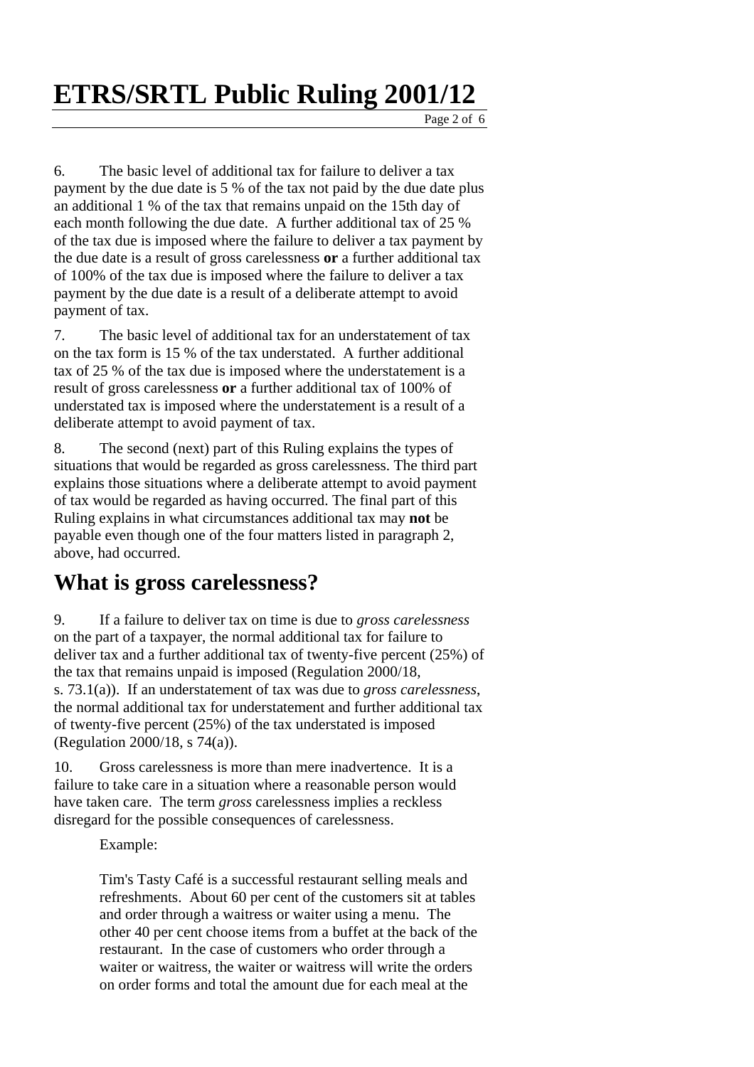6. The basic level of additional tax for failure to deliver a tax payment by the due date is 5 % of the tax not paid by the due date plus an additional 1 % of the tax that remains unpaid on the 15th day of each month following the due date. A further additional tax of 25 % of the tax due is imposed where the failure to deliver a tax payment by the due date is a result of gross carelessness **or** a further additional tax of 100% of the tax due is imposed where the failure to deliver a tax payment by the due date is a result of a deliberate attempt to avoid payment of tax.

7. The basic level of additional tax for an understatement of tax on the tax form is 15 % of the tax understated. A further additional tax of 25 % of the tax due is imposed where the understatement is a result of gross carelessness **or** a further additional tax of 100% of understated tax is imposed where the understatement is a result of a deliberate attempt to avoid payment of tax.

8. The second (next) part of this Ruling explains the types of situations that would be regarded as gross carelessness. The third part explains those situations where a deliberate attempt to avoid payment of tax would be regarded as having occurred. The final part of this Ruling explains in what circumstances additional tax may **not** be payable even though one of the four matters listed in paragraph 2, above, had occurred.

## What is gross carelessness?

9. If a failure to deliver tax on time is due to *gross carelessness* on the part of a taxpayer, the normal additional tax for failure to deliver tax and a further additional tax of twenty-five percent (25%) of the tax that remains unpaid is imposed (Regulation 2000/18, s. 73.1(a)). If an understatement of tax was due to *gross carelessness*, the normal additional tax for understatement and further additional tax of twenty-five percent (25%) of the tax understated is imposed (Regulation 2000/18, s 74(a)).

10. Gross carelessness is more than mere inadvertence. It is a failure to take care in a situation where a reasonable person would have taken care. The term *gross* carelessness implies a reckless disregard for the possible consequences of carelessness.

> Example:
>
> Tim's Tasty Café is a successful restaurant selling meals and refreshments. About 60 per cent of the customers sit at tables and order through a waitress or waiter using a menu. The other 40 per cent choose items from a buffet at the back of the restaurant. In the case of customers who order through a waiter or waitress, the waiter or waitress will write the orders on order forms and total the amount due for each meal at the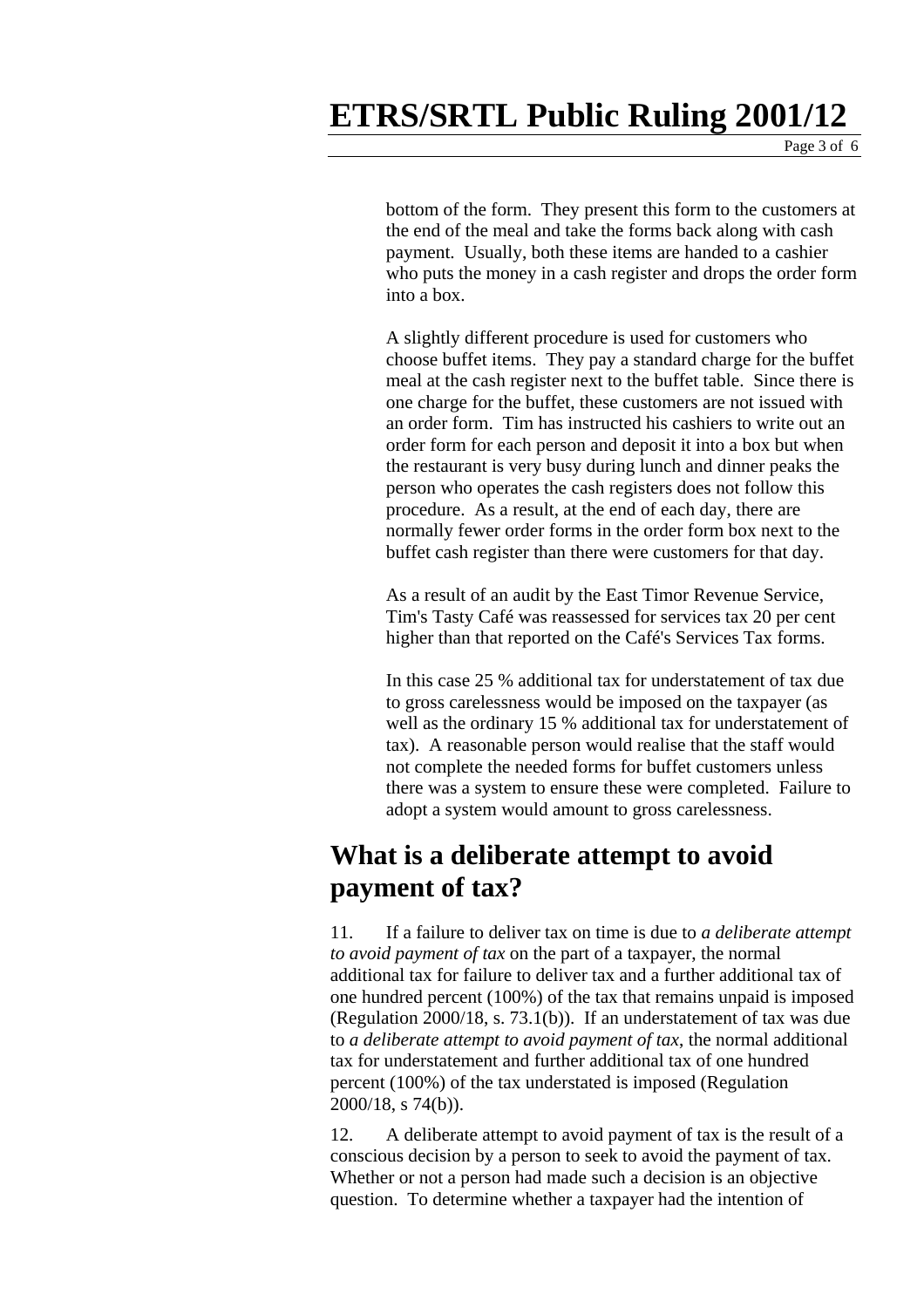bottom of the form. They present this form to the customers at the end of the meal and take the forms back along with cash payment. Usually, both these items are handed to a cashier who puts the money in a cash register and drops the order form into a box.

A slightly different procedure is used for customers who choose buffet items. They pay a standard charge for the buffet meal at the cash register next to the buffet table. Since there is one charge for the buffet, these customers are not issued with an order form. Tim has instructed his cashiers to write out an order form for each person and deposit it into a box but when the restaurant is very busy during lunch and dinner peaks the person who operates the cash registers does not follow this procedure. As a result, at the end of each day, there are normally fewer order forms in the order form box next to the buffet cash register than there were customers for that day.

As a result of an audit by the East Timor Revenue Service, Tim's Tasty Café was reassessed for services tax 20 per cent higher than that reported on the Café's Services Tax forms.

In this case 25 % additional tax for understatement of tax due to gross carelessness would be imposed on the taxpayer (as well as the ordinary 15 % additional tax for understatement of tax). A reasonable person would realise that the staff would not complete the needed forms for buffet customers unless there was a system to ensure these were completed. Failure to adopt a system would amount to gross carelessness.

## What is a deliberate attempt to avoid payment of tax?

11. If a failure to deliver tax on time is due to *a deliberate attempt to avoid payment of tax* on the part of a taxpayer, the normal additional tax for failure to deliver tax and a further additional tax of one hundred percent (100%) of the tax that remains unpaid is imposed (Regulation 2000/18, s. 73.1(b)). If an understatement of tax was due to *a deliberate attempt to avoid payment of tax*, the normal additional tax for understatement and further additional tax of one hundred percent (100%) of the tax understated is imposed (Regulation 2000/18, s 74(b)).

12. A deliberate attempt to avoid payment of tax is the result of a conscious decision by a person to seek to avoid the payment of tax. Whether or not a person had made such a decision is an objective question. To determine whether a taxpayer had the intention of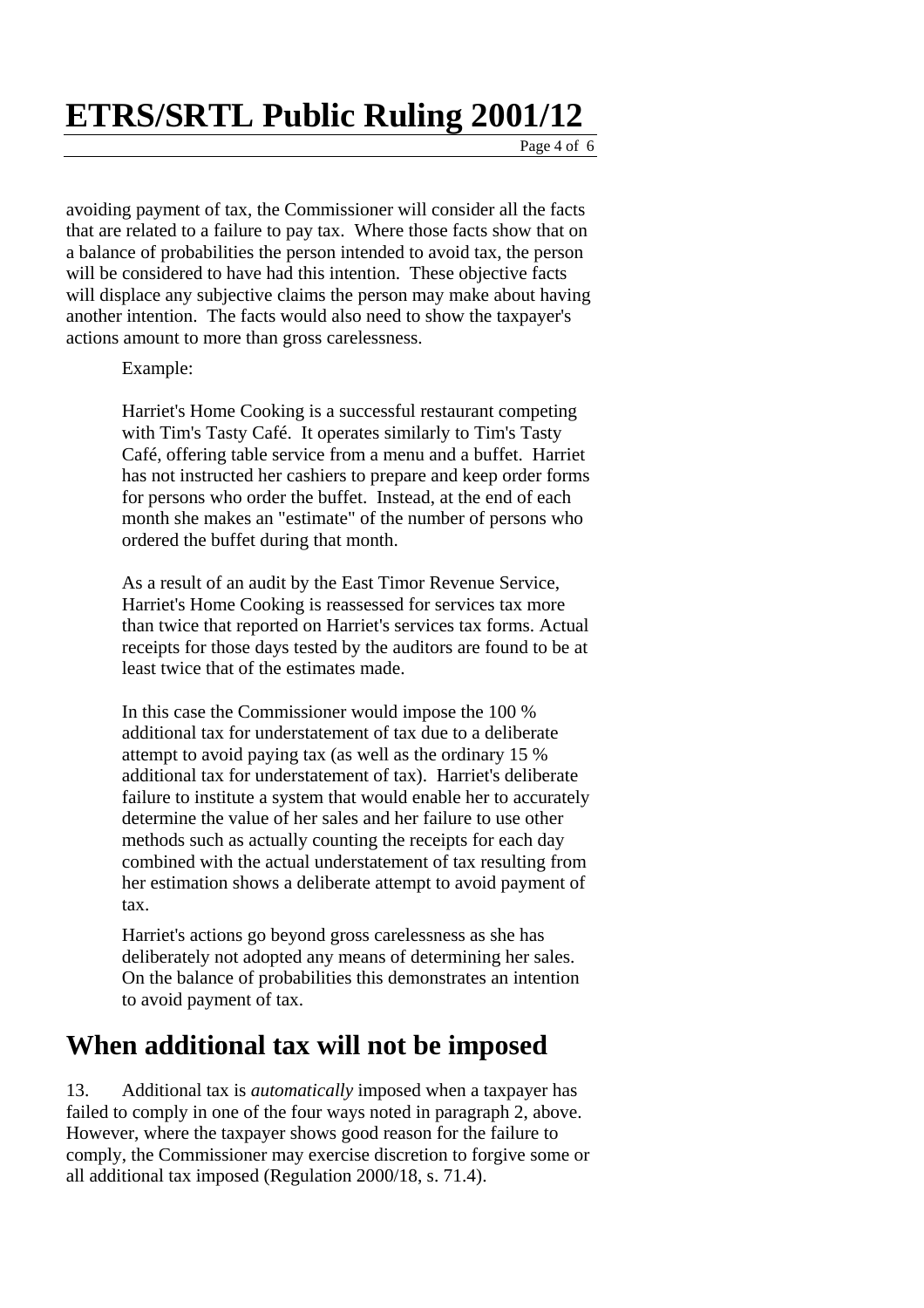avoiding payment of tax, the Commissioner will consider all the facts that are related to a failure to pay tax. Where those facts show that on a balance of probabilities the person intended to avoid tax, the person will be considered to have had this intention. These objective facts will displace any subjective claims the person may make about having another intention. The facts would also need to show the taxpayer's actions amount to more than gross carelessness.

> Example:
>
> Harriet's Home Cooking is a successful restaurant competing with Tim's Tasty Café. It operates similarly to Tim's Tasty Café, offering table service from a menu and a buffet. Harriet has not instructed her cashiers to prepare and keep order forms for persons who order the buffet. Instead, at the end of each month she makes an "estimate" of the number of persons who ordered the buffet during that month.
>
> As a result of an audit by the East Timor Revenue Service, Harriet's Home Cooking is reassessed for services tax more than twice that reported on Harriet's services tax forms. Actual receipts for those days tested by the auditors are found to be at least twice that of the estimates made.
>
> In this case the Commissioner would impose the 100 % additional tax for understatement of tax due to a deliberate attempt to avoid paying tax (as well as the ordinary 15 % additional tax for understatement of tax). Harriet's deliberate failure to institute a system that would enable her to accurately determine the value of her sales and her failure to use other methods such as actually counting the receipts for each day combined with the actual understatement of tax resulting from her estimation shows a deliberate attempt to avoid payment of tax.
>
> Harriet's actions go beyond gross carelessness as she has deliberately not adopted any means of determining her sales. On the balance of probabilities this demonstrates an intention to avoid payment of tax.

## When additional tax will not be imposed

13. Additional tax is *automatically* imposed when a taxpayer has failed to comply in one of the four ways noted in paragraph 2, above. However, where the taxpayer shows good reason for the failure to comply, the Commissioner may exercise discretion to forgive some or all additional tax imposed (Regulation 2000/18, s. 71.4).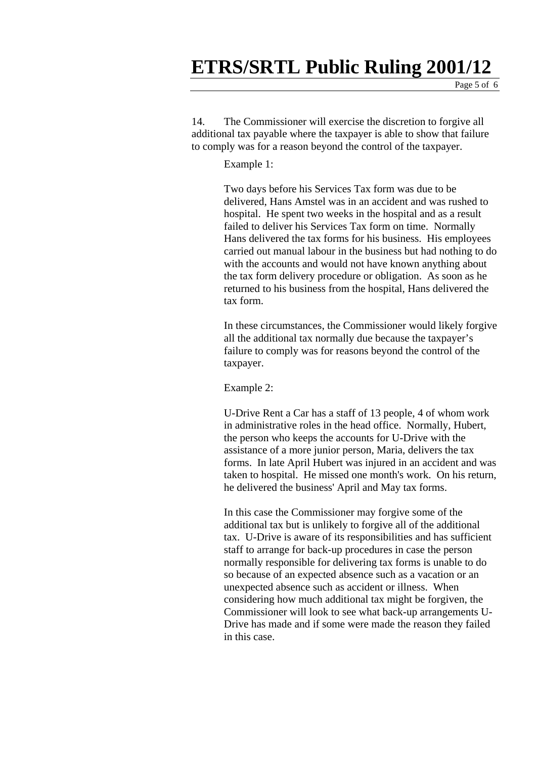14. The Commissioner will exercise the discretion to forgive all additional tax payable where the taxpayer is able to show that failure to comply was for a reason beyond the control of the taxpayer.

Example 1:

Two days before his Services Tax form was due to be delivered, Hans Amstel was in an accident and was rushed to hospital. He spent two weeks in the hospital and as a result failed to deliver his Services Tax form on time. Normally Hans delivered the tax forms for his business. His employees carried out manual labour in the business but had nothing to do with the accounts and would not have known anything about the tax form delivery procedure or obligation. As soon as he returned to his business from the hospital, Hans delivered the tax form.

In these circumstances, the Commissioner would likely forgive all the additional tax normally due because the taxpayer's failure to comply was for reasons beyond the control of the taxpayer.

Example 2:

U-Drive Rent a Car has a staff of 13 people, 4 of whom work in administrative roles in the head office. Normally, Hubert, the person who keeps the accounts for U-Drive with the assistance of a more junior person, Maria, delivers the tax forms. In late April Hubert was injured in an accident and was taken to hospital. He missed one month's work. On his return, he delivered the business' April and May tax forms.

In this case the Commissioner may forgive some of the additional tax but is unlikely to forgive all of the additional tax. U-Drive is aware of its responsibilities and has sufficient staff to arrange for back-up procedures in case the person normally responsible for delivering tax forms is unable to do so because of an expected absence such as a vacation or an unexpected absence such as accident or illness. When considering how much additional tax might be forgiven, the Commissioner will look to see what back-up arrangements U-Drive has made and if some were made the reason they failed in this case.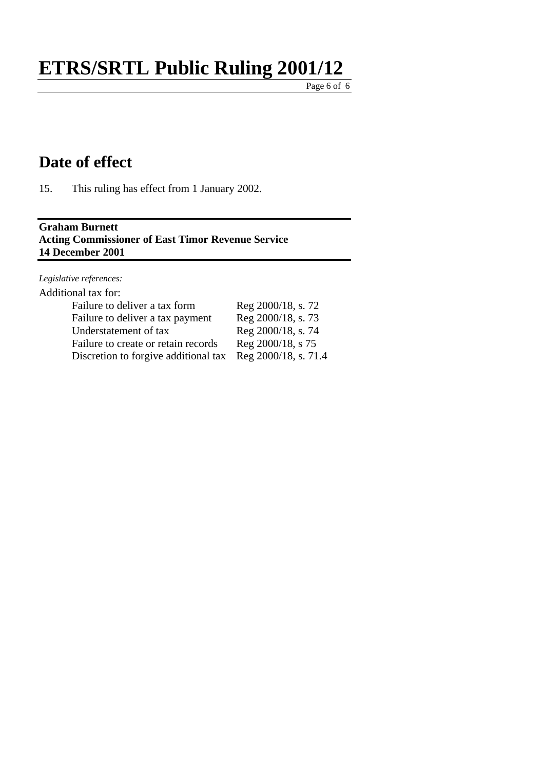## Date of effect

15. This ruling has effect from 1 January 2002.

**Graham Burnett**
**Acting Commissioner of East Timor Revenue Service**
**14 December 2001**

*Legislative references:*

Additional tax for:

| | |
|---|---|
| Failure to deliver a tax form | Reg 2000/18, s. 72 |
| Failure to deliver a tax payment | Reg 2000/18, s. 73 |
| Understatement of tax | Reg 2000/18, s. 74 |
| Failure to create or retain records | Reg 2000/18, s 75 |
| Discretion to forgive additional tax | Reg 2000/18, s. 71.4 |